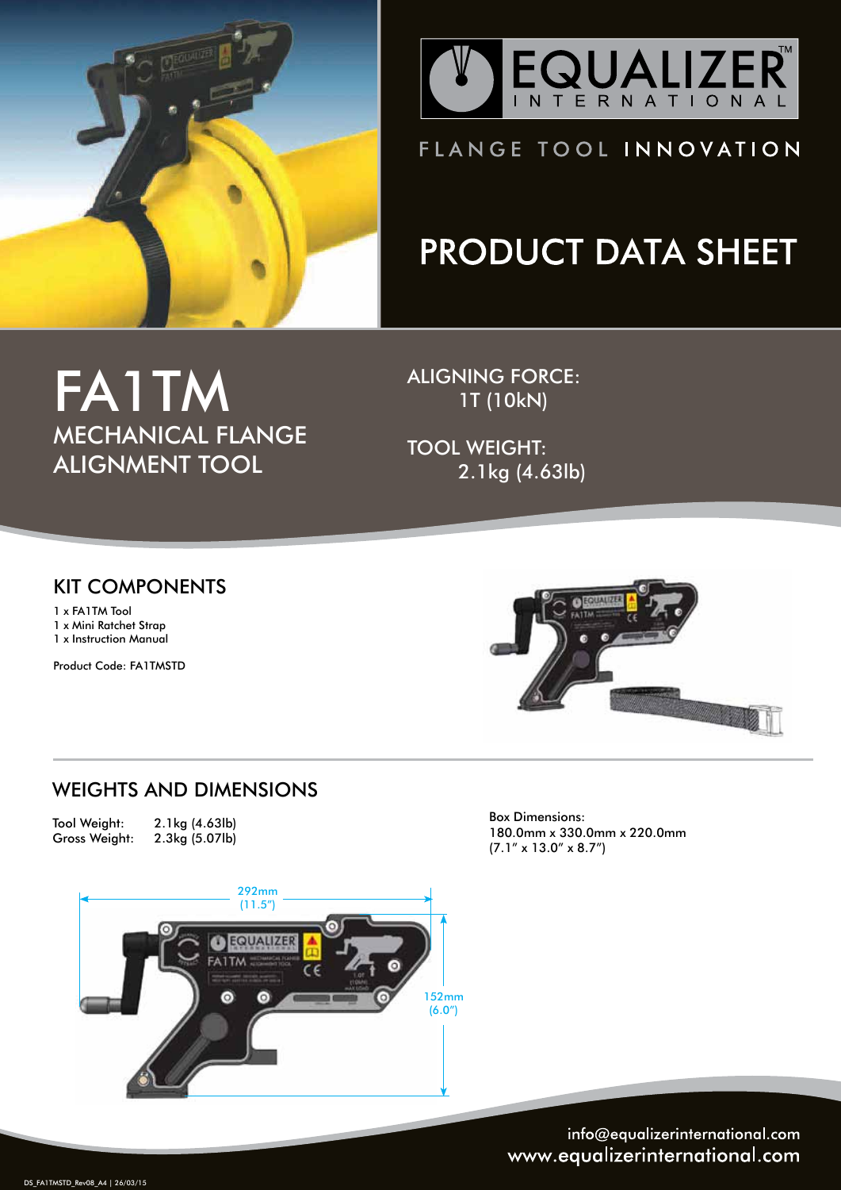EQUALIZER INTERNATIONAL™

FLANGE TOOL INNOVATION

# PRODUCT DATA SHEET

# FA1TM

## MECHANICAL FLANGE ALIGNMENT TOOL

ALIGNING FORCE:
1T (10kN)

TOOL WEIGHT:
2.1kg (4.63lb)

## KIT COMPONENTS

1 x FA1TM Tool
1 x Mini Ratchet Strap
1 x Instruction Manual

Product Code: FA1TMSTD

## WEIGHTS AND DIMENSIONS

| | |
|---|---|
| Tool Weight: | 2.1kg (4.63lb) |
| Gross Weight: | 2.3kg (5.07lb) |

Box Dimensions:
180.0mm x 330.0mm x 220.0mm
(7.1" x 13.0" x 8.7")

292mm (11.5")

152mm (6.0")

info@equalizerinternational.com
www.equalizerinternational.com

DS_FA1TMSTD_Rev08_A4 | 26/03/15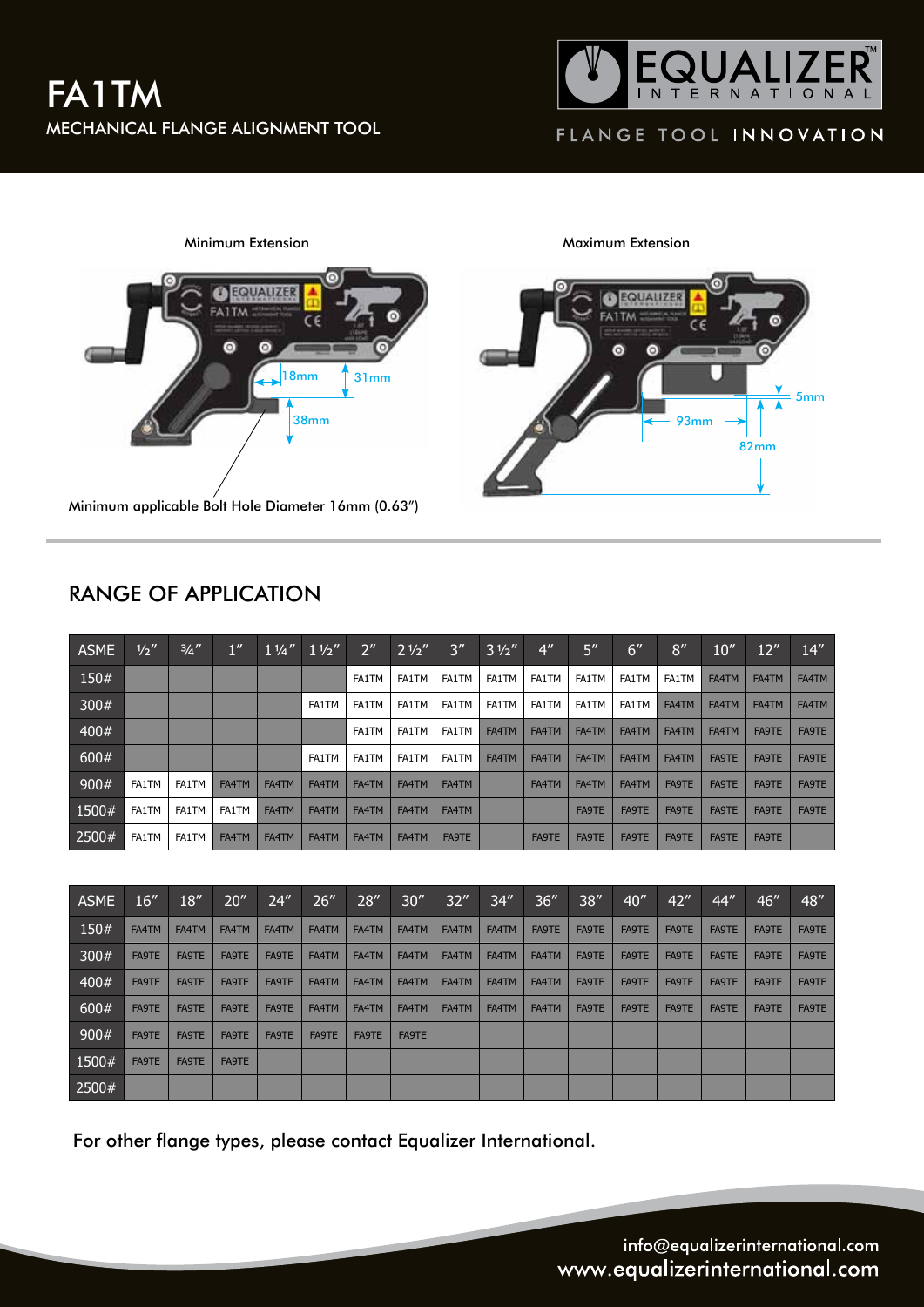# FA1TM

## MECHANICAL FLANGE ALIGNMENT TOOL

EQUALIZER INTERNATIONAL™

FLANGE TOOL INNOVATION

Minimum Extension

18mm

31mm

38mm

Minimum applicable Bolt Hole Diameter 16mm (0.63″)

Maximum Extension

5mm

93mm

82mm

## RANGE OF APPLICATION

| ASME | ½″ | ¾″ | 1″ | 1¼″ | 1½″ | 2″ | 2½″ | 3″ | 3½″ | 4″ | 5″ | 6″ | 8″ | 10″ | 12″ | 14″ |
|---|---|---|---|---|---|---|---|---|---|---|---|---|---|---|---|---|
| 150# | | | | | | FA1TM | FA1TM | FA1TM | FA1TM | FA1TM | FA1TM | FA1TM | FA1TM | FA4TM | FA4TM | FA4TM |
| 300# | | | | | FA1TM | FA1TM | FA1TM | FA1TM | FA1TM | FA1TM | FA1TM | FA1TM | FA4TM | FA4TM | FA4TM | FA4TM |
| 400# | | | | | | FA1TM | FA1TM | FA1TM | FA4TM | FA4TM | FA4TM | FA4TM | FA4TM | FA4TM | FA9TE | FA9TE |
| 600# | | | | | FA1TM | FA1TM | FA1TM | FA1TM | FA4TM | FA4TM | FA4TM | FA4TM | FA4TM | FA9TE | FA9TE | FA9TE |
| 900# | FA1TM | FA1TM | FA4TM | FA4TM | FA4TM | FA4TM | FA4TM | FA4TM | | FA4TM | FA4TM | FA4TM | FA9TE | FA9TE | FA9TE | FA9TE |
| 1500# | FA1TM | FA1TM | FA1TM | FA4TM | FA4TM | FA4TM | FA4TM | FA4TM | | | FA9TE | FA9TE | FA9TE | FA9TE | FA9TE | FA9TE |
| 2500# | FA1TM | FA1TM | FA4TM | FA4TM | FA4TM | FA4TM | FA4TM | FA9TE | | FA9TE | FA9TE | FA9TE | FA9TE | FA9TE | FA9TE | |

| ASME | 16″ | 18″ | 20″ | 24″ | 26″ | 28″ | 30″ | 32″ | 34″ | 36″ | 38″ | 40″ | 42″ | 44″ | 46″ | 48″ |
|---|---|---|---|---|---|---|---|---|---|---|---|---|---|---|---|---|
| 150# | FA4TM | FA4TM | FA4TM | FA4TM | FA4TM | FA4TM | FA4TM | FA4TM | FA4TM | FA9TE | FA9TE | FA9TE | FA9TE | FA9TE | FA9TE | FA9TE |
| 300# | FA9TE | FA9TE | FA9TE | FA9TE | FA4TM | FA4TM | FA4TM | FA4TM | FA4TM | FA4TM | FA9TE | FA9TE | FA9TE | FA9TE | FA9TE | FA9TE |
| 400# | FA9TE | FA9TE | FA9TE | FA9TE | FA4TM | FA4TM | FA4TM | FA4TM | FA4TM | FA4TM | FA9TE | FA9TE | FA9TE | FA9TE | FA9TE | FA9TE |
| 600# | FA9TE | FA9TE | FA9TE | FA9TE | FA4TM | FA4TM | FA4TM | FA4TM | FA4TM | FA4TM | FA9TE | FA9TE | FA9TE | FA9TE | FA9TE | FA9TE |
| 900# | FA9TE | FA9TE | FA9TE | FA9TE | FA9TE | FA9TE | FA9TE | | | | | | | | | |
| 1500# | FA9TE | FA9TE | FA9TE | | | | | | | | | | | | | |
| 2500# | | | | | | | | | | | | | | | | |

For other flange types, please contact Equalizer International.

info@equalizerinternational.com
www.equalizerinternational.com